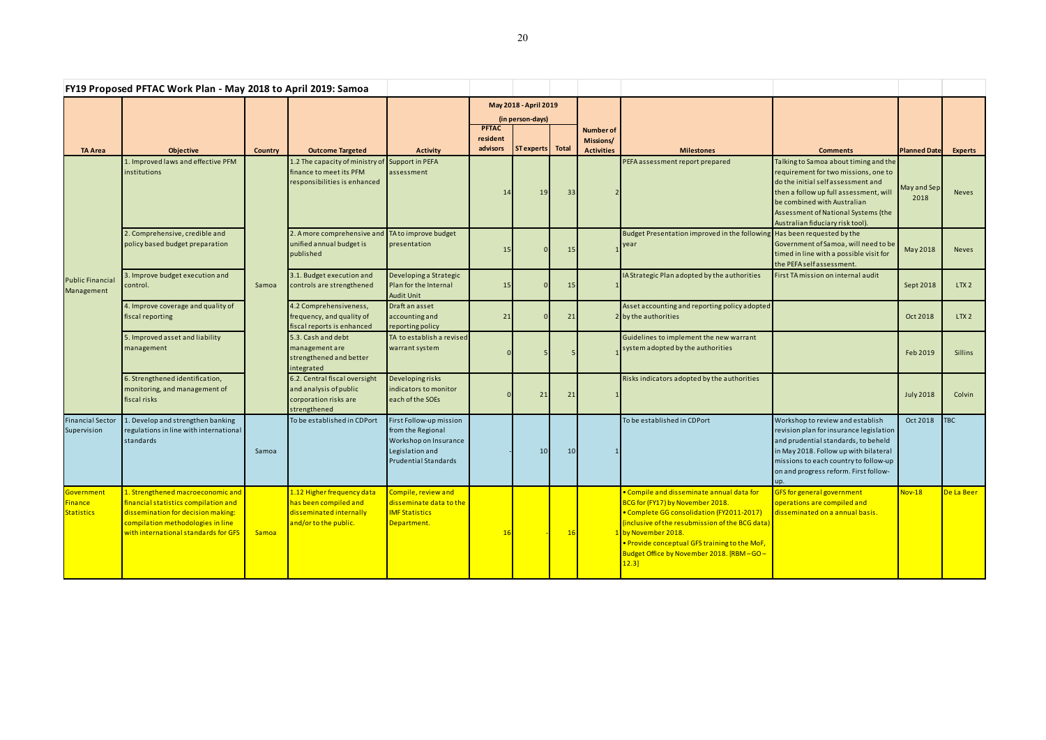## FY19 Proposed PFTAC Work Plan - May 2018 to April 2019: Samoa

| TA Area | Objective | Country | Outcome Targeted | Activity | May 2018 - April 2019 (in person-days) PFTAC resident advisors | ST experts | Total | Number of Missions/ Activities | Milestones | Comments | Planned Date | Experts |
|---|---|---|---|---|---|---|---|---|---|---|---|---|
| Public Financial Management | 1. Improved laws and effective PFM institutions | Samoa | 1.2 The capacity of ministry of finance to meet its PFM responsibilities is enhanced | Support in PEFA assessment | 14 | 19 | 33 | 2 | PEFA assessment report prepared | Talking to Samoa about timing and the requirement for two missions, one to do the initial self assessment and then a follow up full assessment, will be combined with Australian Assessment of National Systems (the Australian fiduciary risk tool). | May and Sep 2018 | Neves |
| | 2. Comprehensive, credible and policy based budget preparation | | 2. A more comprehensive and unified annual budget is published | TA to improve budget presentation | 15 | 0 | 15 | 1 | Budget Presentation improved in the following year | Has been requested by the Government of Samoa, will need to be timed in line with a possible visit for the PEFA self assessment. | May 2018 | Neves |
| | 3. Improve budget execution and control. | | 3.1. Budget execution and controls are strengthened | Developing a Strategic Plan for the Internal Audit Unit | 15 | 0 | 15 | 1 | IA Strategic Plan adopted by the authorities | First TA mission on internal audit | Sept 2018 | LTX 2 |
| | 4. Improve coverage and quality of fiscal reporting | | 4.2 Comprehensiveness, frequency, and quality of fiscal reports is enhanced | Draft an asset accounting and reporting policy | 21 | 0 | 21 | 2 | Asset accounting and reporting policy adopted by the authorities | | Oct 2018 | LTX 2 |
| | 5. Improved asset and liability management | | 5.3. Cash and debt management are strengthened and better integrated | TA to establish a revised warrant system | 0 | 5 | 5 | 1 | Guidelines to implement the new warrant system adopted by the authorities | | Feb 2019 | Sillins |
| | 6. Strengthened identification, monitoring, and management of fiscal risks | | 6.2. Central fiscal oversight and analysis of public corporation risks are strengthened | Developing risks indicators to monitor each of the SOEs | 0 | 21 | 21 | 1 | Risks indicators adopted by the authorities | | July 2018 | Colvin |
| Financial Sector Supervision | 1. Develop and strengthen banking regulations in line with international standards | Samoa | To be established in CDPort | First Follow-up mission from the Regional Workshop on Insurance Legislation and Prudential Standards | - | 10 | 10 | 1 | To be established in CDPort | Workshop to review and establish revision plan for insurance legislation and prudential standards, to beheld in May 2018. Follow up with bilateral missions to each country to follow-up on and progress reform. First follow-up. | Oct 2018 | TBC |
| Government Finance Statistics | 1. Strengthened macroeconomic and financial statistics compilation and dissemination for decision making: compilation methodologies in line with international standards for GFS | Samoa | 1.12 Higher frequency data has been compiled and disseminated internally and/or to the public. | Compile, review and disseminate data to the IMF Statistics Department. | 16 | - | 16 | 1 | • Compile and disseminate annual data for BCG for (FY17) by November 2018.<br>• Complete GG consolidation (FY2011-2017) (inclusive of the resubmission of the BCG data) by November 2018.<br>• Provide conceptual GFS training to the MoF, Budget Office by November 2018. [RBM – GO – 12.3] | GFS for general government operations are compiled and disseminated on a annual basis. | Nov-18 | De La Beer |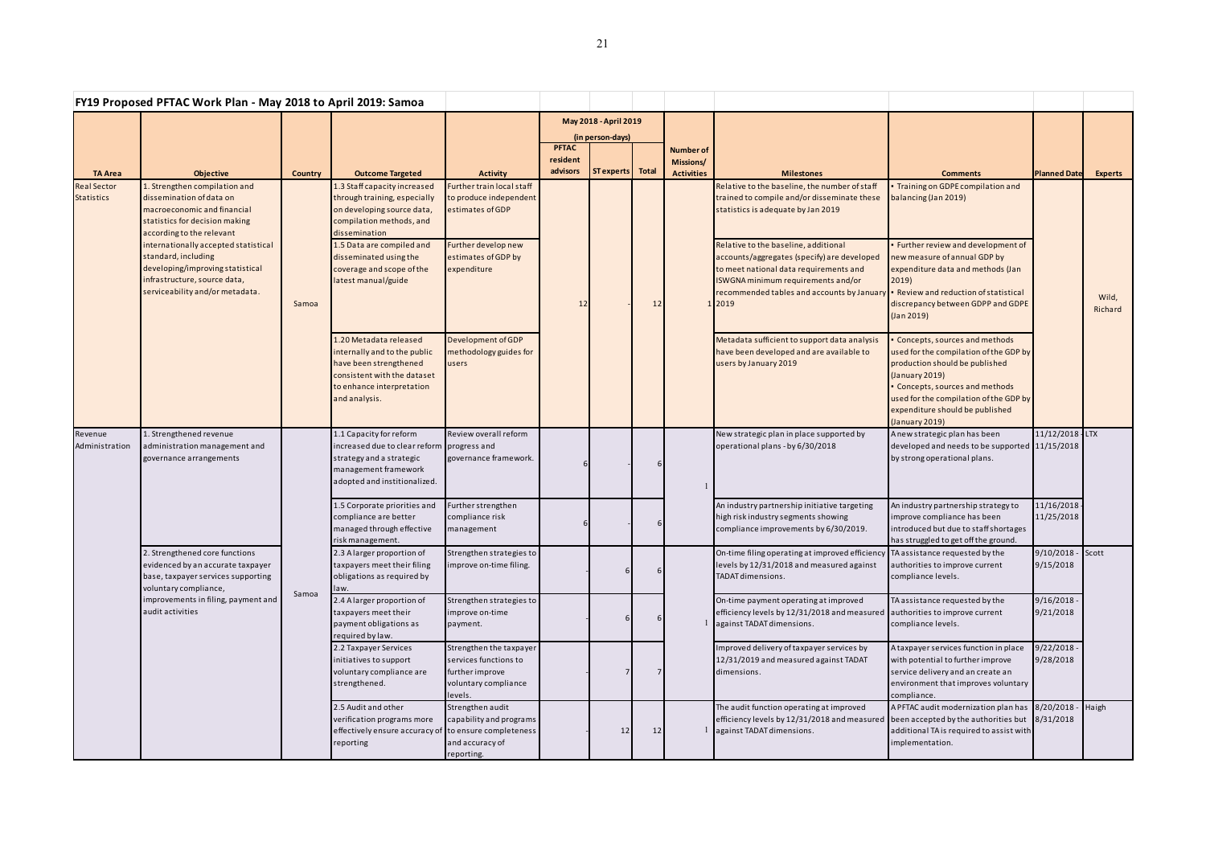## FY19 Proposed PFTAC Work Plan - May 2018 to April 2019: Samoa

| TA Area | Objective | Country | Outcome Targeted | Activity | May 2018 - April 2019 (in person-days) PFTAC resident advisors | ST experts | Total | Number of Missions/ Activities | Milestones | Comments | Planned Date | Experts |
|---|---|---|---|---|---|---|---|---|---|---|---|---|
| Real Sector Statistics | 1. Strengthen compilation and dissemination of data on macroeconomic and financial statistics for decision making according to the relevant internationally accepted statistical standard, including developing/improving statistical infrastructure, source data, serviceability and/or metadata. | Samoa | 1.3 Staff capacity increased through training, especially on developing source data, compilation methods, and dissemination | Further train local staff to produce independent estimates of GDP | 12 | - | 12 | 1 | Relative to the baseline, the number of staff trained to compile and/or disseminate these statistics is adequate by Jan 2019 | • Training on GDPE compilation and balancing (Jan 2019) | | Wild, Richard |
| | | | 1.5 Data are compiled and disseminated using the coverage and scope of the latest manual/guide | Further develop new estimates of GDP by expenditure | | | | | Relative to the baseline, additional accounts/aggregates (specify) are developed to meet national data requirements and ISWGNA minimum requirements and/or recommended tables and accounts by January 2019 | • Further review and development of new measure of annual GDP by expenditure data and methods (Jan 2019)<br>• Review and reduction of statistical discrepancy between GDPP and GDPE (Jan 2019) | | |
| | | | 1.20 Metadata released internally and to the public have been strengthened consistent with the dataset to enhance interpretation and analysis. | Development of GDP methodology guides for users | | | | | Metadata sufficient to support data analysis have been developed and are available to users by January 2019 | • Concepts, sources and methods used for the compilation of the GDP by production should be published (January 2019)<br>• Concepts, sources and methods used for the compilation of the GDP by expenditure should be published (January 2019) | | |
| Revenue Administration | 1. Strengthened revenue administration management and governance arrangements | Samoa | 1.1 Capacity for reform increased due to clear reform strategy and a strategic management framework adopted and institionalized. | Review overall reform progress and governance framework. | 6 | - | 6 | 1 | New strategic plan in place supported by operational plans - by 6/30/2018 | A new strategic plan has been developed and needs to be supported by strong operational plans. | 11/12/2018 - 11/15/2018 | LTX |
| | | | 1.5 Corporate priorities and compliance are better managed through effective risk management. | Further strengthen compliance risk management | 6 | - | 6 | | An industry partnership initiative targeting high risk industry segments showing compliance improvements by 6/30/2019. | An industry partnership strategy to improve compliance has been introduced but due to staff shortages has struggled to get off the ground. | 11/16/2018 - 11/25/2018 | |
| | 2. Strengthened core functions evidenced by an accurate taxpayer base, taxpayer services supporting voluntary compliance, improvements in filing, payment and audit activities | | 2.3 A larger proportion of taxpayers meet their filing obligations as required by law. | Strengthen strategies to improve on-time filing. | - | 6 | 6 | 1 | On-time filing operating at improved efficiency levels by 12/31/2018 and measured against TADAT dimensions. | TA assistance requested by the authorities to improve current compliance levels. | 9/10/2018 - 9/15/2018 | Scott |
| | | | 2.4 A larger proportion of taxpayers meet their payment obligations as required by law. | Strengthen strategies to improve on-time payment. | - | 6 | 6 | | On-time payment operating at improved efficiency levels by 12/31/2018 and measured against TADAT dimensions. | TA assistance requested by the authorities to improve current compliance levels. | 9/16/2018 - 9/21/2018 | |
| | | | 2.2 Taxpayer Services initiatives to support voluntary compliance are strengthened. | Strengthen the taxpayer services functions to further improve voluntary compliance levels. | - | 7 | 7 | | Improved delivery of taxpayer services by 12/31/2019 and measured against TADAT dimensions. | A taxpayer services function in place with potential to further improve service delivery and an create an environment that improves voluntary compliance. | 9/22/2018 - 9/28/2018 | |
| | | | 2.5 Audit and other verification programs more effectively ensure accuracy of reporting | Strengthen audit capability and programs to ensure completeness and accuracy of reporting. | - | 12 | 12 | 1 | The audit function operating at improved efficiency levels by 12/31/2018 and measured against TADAT dimensions. | A PFTAC audit modernization plan has been accepted by the authorities but additional TA is required to assist with implementation. | 8/20/2018 - 8/31/2018 | Haigh |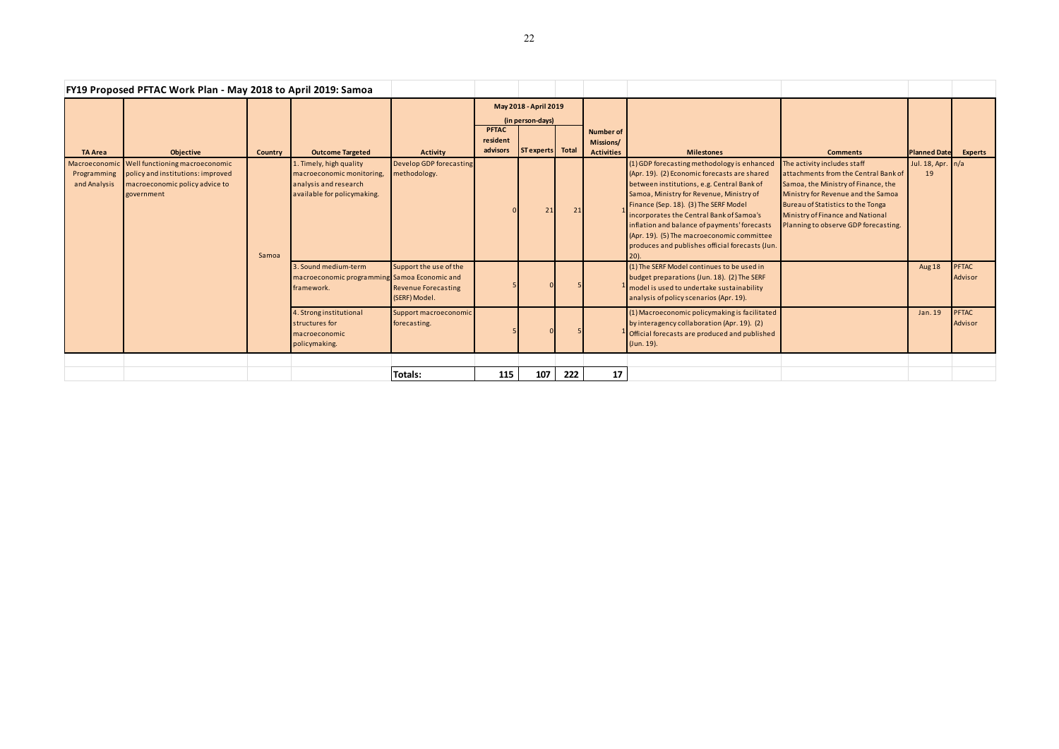## FY19 Proposed PFTAC Work Plan - May 2018 to April 2019: Samoa

| TA Area | Objective | Country | Outcome Targeted | Activity | May 2018 - April 2019 (in person-days) PFTAC resident advisors | ST experts | Total | Number of Missions/ Activities | Milestones | Comments | Planned Date | Experts |
|---|---|---|---|---|---|---|---|---|---|---|---|---|
| Macroeconomic Programming and Analysis | Well functioning macroeconomic policy and institutions: improved macroeconomic policy advice to government | Samoa | 1. Timely, high quality macroeconomic monitoring, analysis and research available for policymaking. | Develop GDP forecasting methodology. | 0 | 21 | 21 | 1 | (1) GDP forecasting methodology is enhanced (Apr. 19). (2) Economic forecasts are shared between institutions, e.g. Central Bank of Samoa, Ministry for Revenue, Ministry of Finance (Sep. 18). (3) The SERF Model incorporates the Central Bank of Samoa's inflation and balance of payments' forecasts (Apr. 19). (5) The macroeconomic committee produces and publishes official forecasts (Jun. 20). | The activity includes staff attachments from the Central Bank of Samoa, the Ministry of Finance, the Ministry for Revenue and the Samoa Bureau of Statistics to the Tonga Ministry of Finance and National Planning to observe GDP forecasting. | Jul. 18, Apr. 19 | n/a |
| | | | 3. Sound medium-term macroeconomic programming framework. | Support the use of the Samoa Economic and Revenue Forecasting (SERF) Model. | 5 | 0 | 5 | 1 | (1) The SERF Model continues to be used in budget preparations (Jun. 18). (2) The SERF model is used to undertake sustainability analysis of policy scenarios (Apr. 19). | | Aug 18 | PFTAC Advisor |
| | | | 4. Strong institutional structures for macroeconomic policymaking. | Support macroeconomic forecasting. | 5 | 0 | 5 | 1 | (1) Macroeconomic policymaking is facilitated by interagency collaboration (Apr. 19). (2) Official forecasts are produced and published (Jun. 19). | | Jan. 19 | PFTAC Advisor |
| | | | | **Totals:** | **115** | **107** | **222** | **17** | | | | |